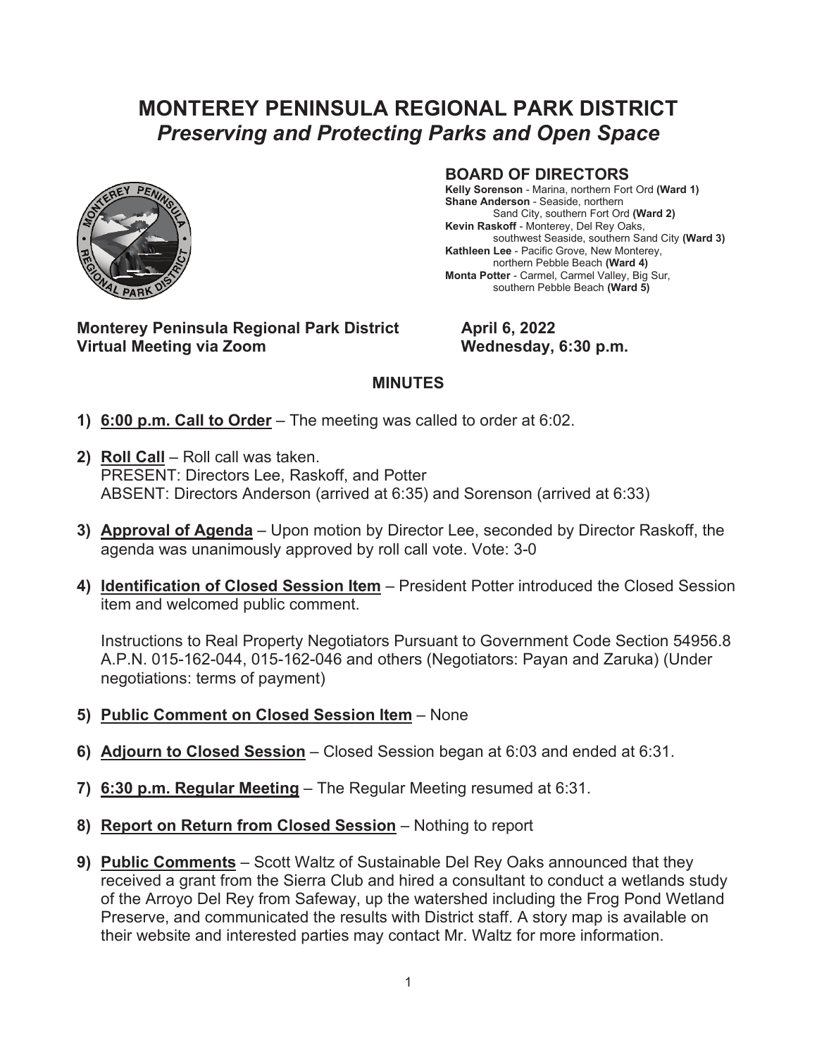# MONTEREY PENINSULA REGIONAL PARK DISTRICT
## *Preserving and Protecting Parks and Open Space*

### BOARD OF DIRECTORS

**Kelly Sorenson** - Marina, northern Fort Ord **(Ward 1)**
**Shane Anderson** - Seaside, northern Sand City, southern Fort Ord **(Ward 2)**
**Kevin Raskoff** - Monterey, Del Rey Oaks, southwest Seaside, southern Sand City **(Ward 3)**
**Kathleen Lee** - Pacific Grove, New Monterey, northern Pebble Beach **(Ward 4)**
**Monta Potter** - Carmel, Carmel Valley, Big Sur, southern Pebble Beach **(Ward 5)**

**Monterey Peninsula Regional Park District**
**Virtual Meeting via Zoom**

**April 6, 2022**
**Wednesday, 6:30 p.m.**

**MINUTES**

1) **6:00 p.m. Call to Order** – The meeting was called to order at 6:02.

2) **Roll Call** – Roll call was taken.
PRESENT: Directors Lee, Raskoff, and Potter
ABSENT: Directors Anderson (arrived at 6:35) and Sorenson (arrived at 6:33)

3) **Approval of Agenda** – Upon motion by Director Lee, seconded by Director Raskoff, the agenda was unanimously approved by roll call vote. Vote: 3-0

4) **Identification of Closed Session Item** – President Potter introduced the Closed Session item and welcomed public comment.

   Instructions to Real Property Negotiators Pursuant to Government Code Section 54956.8 A.P.N. 015-162-044, 015-162-046 and others (Negotiators: Payan and Zaruka) (Under negotiations: terms of payment)

5) **Public Comment on Closed Session Item** – None

6) **Adjourn to Closed Session** – Closed Session began at 6:03 and ended at 6:31.

7) **6:30 p.m. Regular Meeting** – The Regular Meeting resumed at 6:31.

8) **Report on Return from Closed Session** – Nothing to report

9) **Public Comments** – Scott Waltz of Sustainable Del Rey Oaks announced that they received a grant from the Sierra Club and hired a consultant to conduct a wetlands study of the Arroyo Del Rey from Safeway, up the watershed including the Frog Pond Wetland Preserve, and communicated the results with District staff. A story map is available on their website and interested parties may contact Mr. Waltz for more information.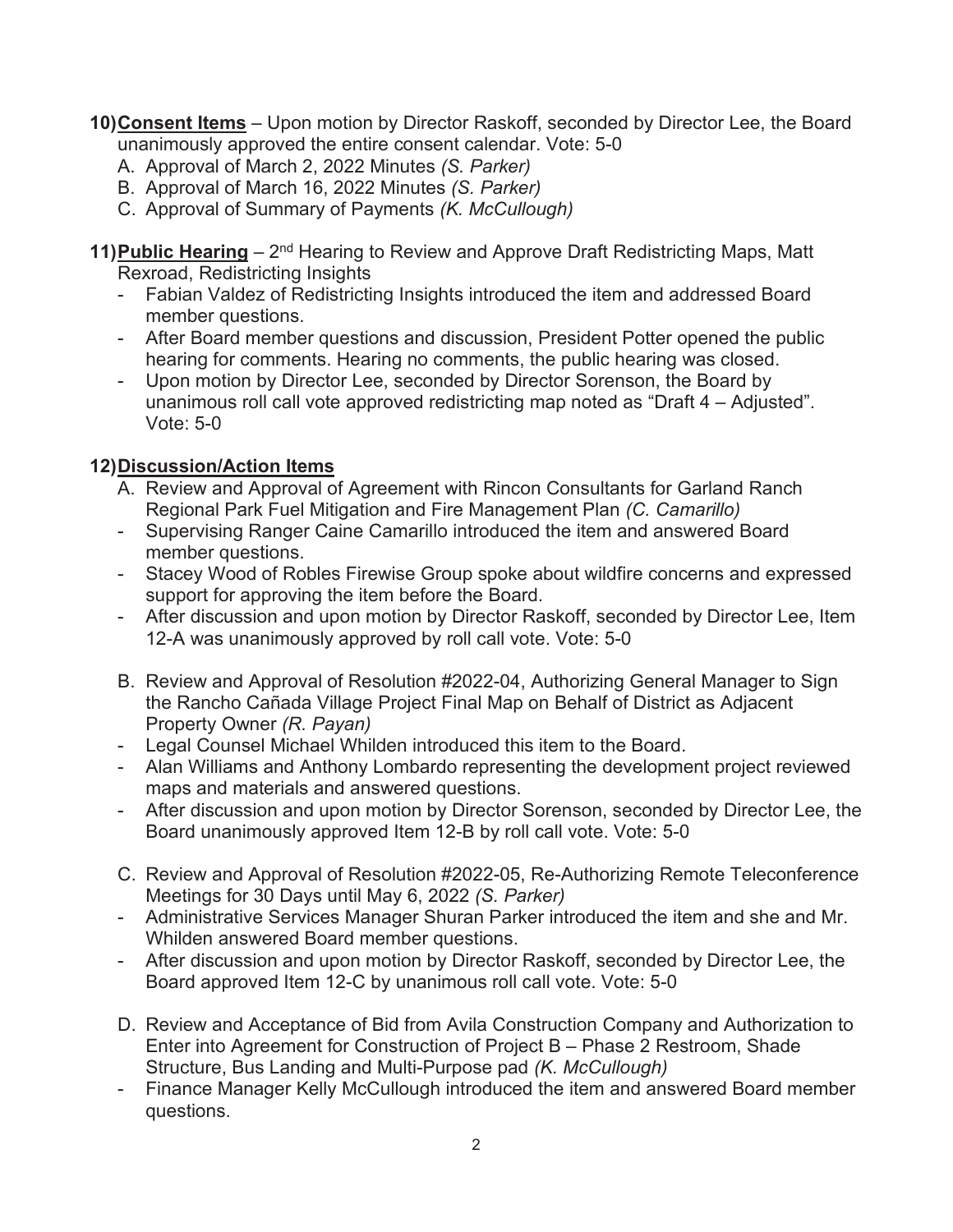10) **Consent Items** – Upon motion by Director Raskoff, seconded by Director Lee, the Board unanimously approved the entire consent calendar. Vote: 5-0

   A. Approval of March 2, 2022 Minutes *(S. Parker)*
   B. Approval of March 16, 2022 Minutes *(S. Parker)*
   C. Approval of Summary of Payments *(K. McCullough)*

11) **Public Hearing** – 2nd Hearing to Review and Approve Draft Redistricting Maps, Matt Rexroad, Redistricting Insights

   - Fabian Valdez of Redistricting Insights introduced the item and addressed Board member questions.
   - After Board member questions and discussion, President Potter opened the public hearing for comments. Hearing no comments, the public hearing was closed.
   - Upon motion by Director Lee, seconded by Director Sorenson, the Board by unanimous roll call vote approved redistricting map noted as "Draft 4 – Adjusted". Vote: 5-0

12) **Discussion/Action Items**

   A. Review and Approval of Agreement with Rincon Consultants for Garland Ranch Regional Park Fuel Mitigation and Fire Management Plan *(C. Camarillo)*
   - Supervising Ranger Caine Camarillo introduced the item and answered Board member questions.
   - Stacey Wood of Robles Firewise Group spoke about wildfire concerns and expressed support for approving the item before the Board.
   - After discussion and upon motion by Director Raskoff, seconded by Director Lee, Item 12-A was unanimously approved by roll call vote. Vote: 5-0

   B. Review and Approval of Resolution #2022-04, Authorizing General Manager to Sign the Rancho Cañada Village Project Final Map on Behalf of District as Adjacent Property Owner *(R. Payan)*
   - Legal Counsel Michael Whilden introduced this item to the Board.
   - Alan Williams and Anthony Lombardo representing the development project reviewed maps and materials and answered questions.
   - After discussion and upon motion by Director Sorenson, seconded by Director Lee, the Board unanimously approved Item 12-B by roll call vote. Vote: 5-0

   C. Review and Approval of Resolution #2022-05, Re-Authorizing Remote Teleconference Meetings for 30 Days until May 6, 2022 *(S. Parker)*
   - Administrative Services Manager Shuran Parker introduced the item and she and Mr. Whilden answered Board member questions.
   - After discussion and upon motion by Director Raskoff, seconded by Director Lee, the Board approved Item 12-C by unanimous roll call vote. Vote: 5-0

   D. Review and Acceptance of Bid from Avila Construction Company and Authorization to Enter into Agreement for Construction of Project B – Phase 2 Restroom, Shade Structure, Bus Landing and Multi-Purpose pad *(K. McCullough)*
   - Finance Manager Kelly McCullough introduced the item and answered Board member questions.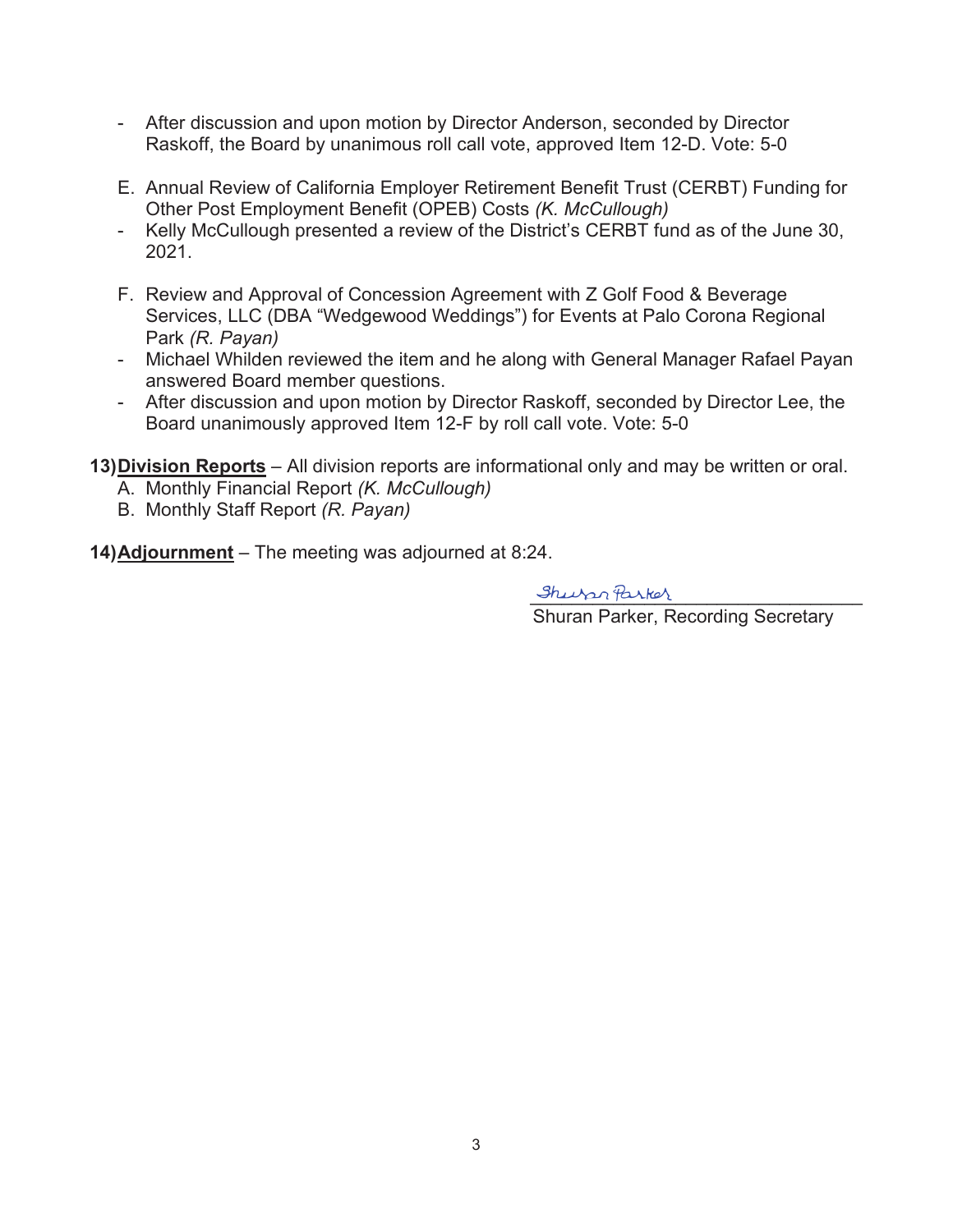- After discussion and upon motion by Director Anderson, seconded by Director Raskoff, the Board by unanimous roll call vote, approved Item 12-D. Vote: 5-0

E. Annual Review of California Employer Retirement Benefit Trust (CERBT) Funding for Other Post Employment Benefit (OPEB) Costs *(K. McCullough)*
- Kelly McCullough presented a review of the District's CERBT fund as of the June 30, 2021.

F. Review and Approval of Concession Agreement with Z Golf Food & Beverage Services, LLC (DBA "Wedgewood Weddings") for Events at Palo Corona Regional Park *(R. Payan)*
- Michael Whilden reviewed the item and he along with General Manager Rafael Payan answered Board member questions.
- After discussion and upon motion by Director Raskoff, seconded by Director Lee, the Board unanimously approved Item 12-F by roll call vote. Vote: 5-0

**13) Division Reports** – All division reports are informational only and may be written or oral.

A. Monthly Financial Report *(K. McCullough)*
B. Monthly Staff Report *(R. Payan)*

**14) Adjournment** – The meeting was adjourned at 8:24.

Shuran Parker

Shuran Parker, Recording Secretary